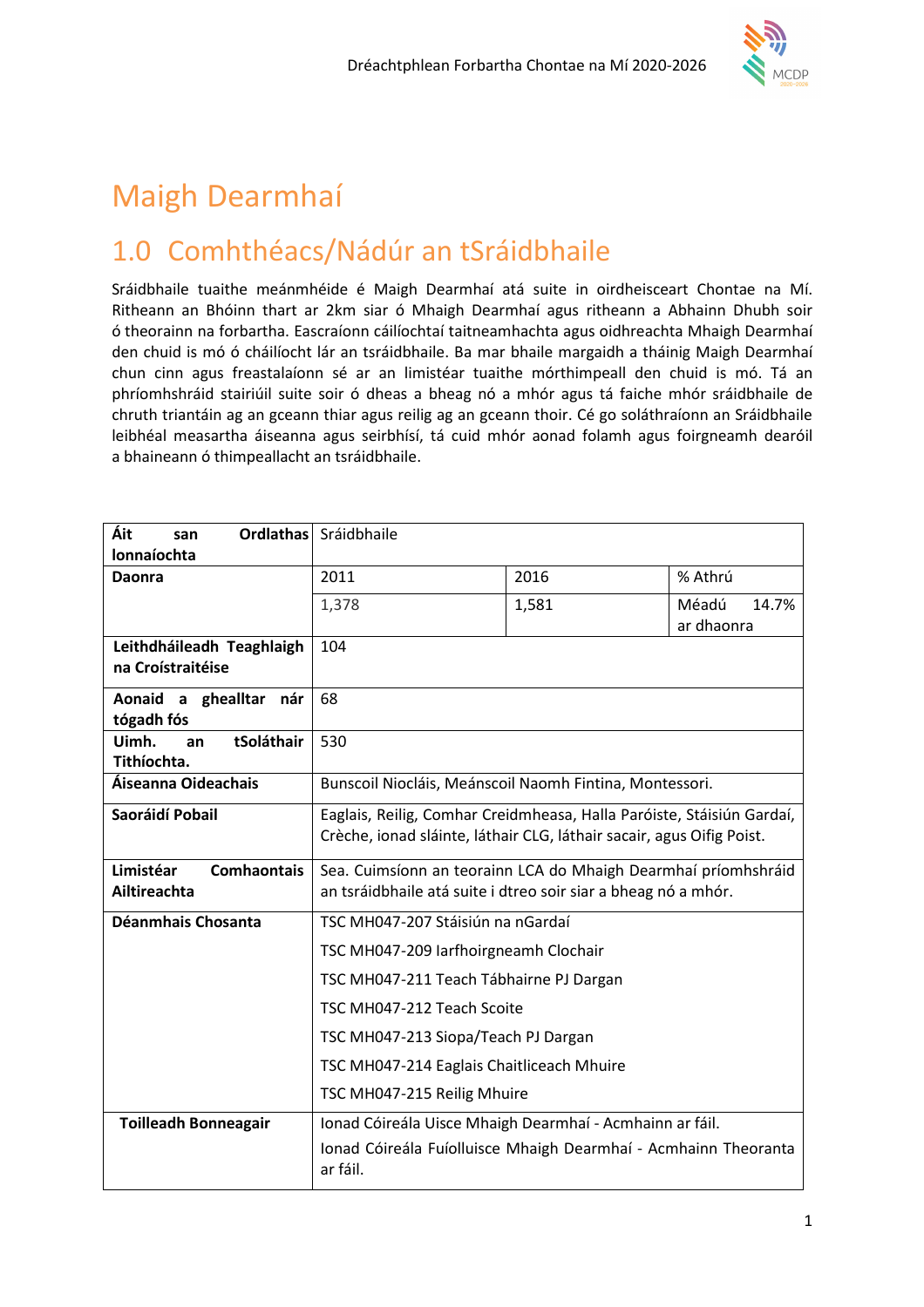# Maigh Dearmhaí

## 1.0 Comhthéacs/Nádúr an tSráidbhaile

Sráidbhaile tuaithe meánmhéide é Maigh Dearmhaí atá suite in oirdheisceart Chontae na Mí. Ritheann an Bhóinn thart ar 2km siar ó Mhaigh Dearmhaí agus ritheann a Abhainn Dhubh soir ó theorainn na forbartha. Eascraíonn cáilíochtaí taitneamhachta agus oidhreachta Mhaigh Dearmhaí den chuid is mó ó cháilíocht lár an tsráidbhaile. Ba mar bhaile margaidh a tháinig Maigh Dearmhaí chun cinn agus freastalaíonn sé ar an limistéar tuaithe mórthimpeall den chuid is mó. Tá an phríomhshráid stairiúil suite soir ó dheas a bheag nó a mhór agus tá faiche mhór sráidbhaile de chruth triantáin ag an gceann thiar agus reilig ag an gceann thoir. Cé go soláthraíonn an Sráidbhaile leibhéal measartha áiseanna agus seirbhísí, tá cuid mhór aonad folamh agus foirgneamh dearóil a bhaineann ó thimpeallacht an tsráidbhaile.

| **Áit san Ordlathas lonnaíochta** | Sráidbhaile | | |
|---|---|---|---|
| **Daonra** | 2011 | 2016 | % Athrú |
| | 1,378 | 1,581 | Méadú 14.7% ar dhaonra |
| **Leithdháileadh Teaghlaigh na Croístraitéise** | 104 | | |
| **Aonaid a gealltar nár tógadh fós** | 68 | | |
| **Uimh. an tSoláthair Tithíochta.** | 530 | | |
| **Áiseanna Oideachais** | Bunscoil Niocláis, Meánscoil Naomh Fintina, Montessori. | | |
| **Saoráidí Pobail** | Eaglais, Reilig, Comhar Creidmheasa, Halla Paróiste, Stáisiún Gardaí, Crèche, ionad sláinte, láthair CLG, láthair sacair, agus Oifig Poist. | | |
| **Limistéar Comhaontais Ailtireachta** | Sea. Cuimsíonn an teorainn LCA do Mhaigh Dearmhaí príomhshráid an tsráidbhaile atá suite i dtreo soir siar a bheag nó a mhór. | | |
| **Déanmhais Chosanta** | TSC MH047-207 Stáisiún na nGardaí<br>TSC MH047-209 Iarfhoirgneamh Clochair<br>TSC MH047-211 Teach Tábhairne PJ Dargan<br>TSC MH047-212 Teach Scoite<br>TSC MH047-213 Siopa/Teach PJ Dargan<br>TSC MH047-214 Eaglais Chaitliceach Mhuire<br>TSC MH047-215 Reilig Mhuire | | |
| **Toilleadh Bonneagair** | Ionad Cóireála Uisce Mhaigh Dearmhaí - Acmhainn ar fáil.<br>Ionad Cóireála Fuíolluisce Mhaigh Dearmhaí - Acmhainn Theoranta ar fáil. | | |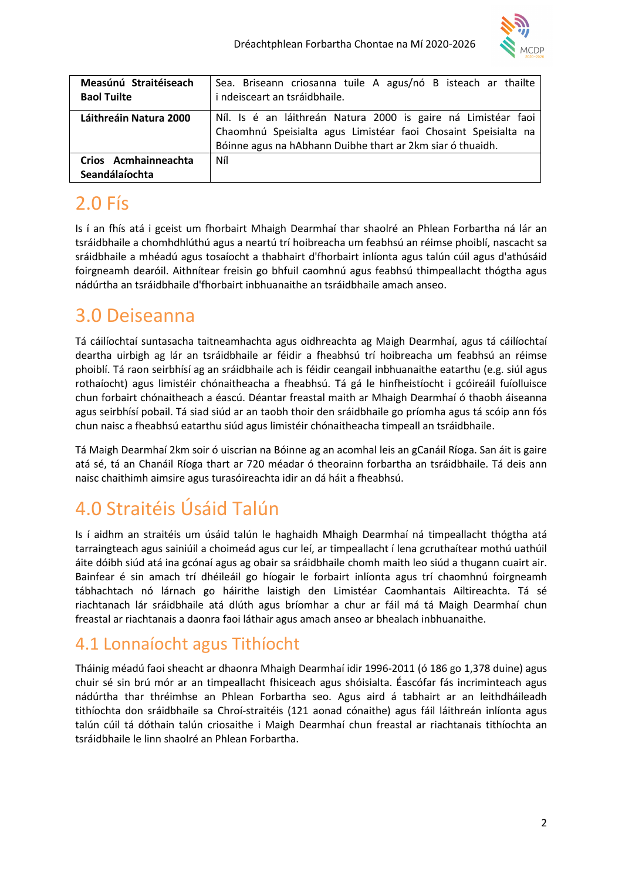| Measúnú Straitéiseach Baol Tuilte | Sea. Briseann criosanna tuile A agus/nó B isteach ar thailte i ndeisceart an tsráidbhaile. |
|---|---|
| **Láithreáin Natura 2000** | Níl. Is é an láithreán Natura 2000 is gaire ná Limistéar faoi Chaomhnú Speisialta agus Limistéar faoi Chosaint Speisialta na Bóinne agus na hAbhann Duibhe thart ar 2km siar ó thuaidh. |
| **Crios Acmhainneachta Seandálaíochta** | Níl |

# 2.0 Fís

Is í an fhís atá i gceist um fhorbairt Mhaigh Dearmhaí thar shaolré an Phlean Forbartha ná lár an tsráidbhaile a chomhdhlúthú agus a neartú trí hoibreacha um feabhsú an réimse phoiblí, nascacht sa sráidbhaile a mhéadú agus tosaíocht a thabhairt d'fhorbairt inlíonta agus talún cúil agus d'athúsáid foirgneamh dearóil. Aithnítear freisin go bhfuil caomhnú agus feabhsú thimpeallacht thógtha agus nádúrtha an tsráidbhaile d'fhorbairt inbhuanaithe an tsráidbhaile amach anseo.

# 3.0 Deiseanna

Tá cáilíochtaí suntasacha taitneamhachta agus oidhreachta ag Maigh Dearmhaí, agus tá cáilíochtaí deartha uirbigh ag lár an tsráidbhaile ar féidir a fheabhsú trí hoibreacha um feabhsú an réimse phoiblí. Tá raon seirbhísí ag an sráidbhaile ach is féidir ceangail inbhuanaithe eatarthu (e.g. siúl agus rothaíocht) agus limistéir chónaitheacha a fheabhsú. Tá gá le hinfheistíocht i gcóireáil fuíolluisce chun forbairt chónaitheach a éascú. Déantar freastal maith ar Mhaigh Dearmhaí ó thaobh áiseanna agus seirbhísí pobail. Tá siad siúd ar an taobh thoir den sráidbhaile go príomha agus tá scóip ann fós chun naisc a fheabhsú eatarthu siúd agus limistéir chónaitheacha timpeall an tsráidbhaile.

Tá Maigh Dearmhaí 2km soir ó uiscrian na Bóinne ag an acomhal leis an gCanáil Ríoga. San áit is gaire atá sé, tá an Chanáil Ríoga thart ar 720 méadar ó theorainn forbartha an tsráidbhaile. Tá deis ann naisc chaithimh aimsire agus turasóireachta idir an dá háit a fheabhsú.

# 4.0 Straitéis Úsáid Talún

Is í aidhm an straitéis um úsáid talún le haghaidh Mhaigh Dearmhaí ná timpeallacht thógtha atá tarraingteach agus sainiúil a choimeád agus cur leí, ar timpeallacht í lena gcruthaítear mothú uathúil áite dóibh siúd atá ina gcónaí agus ag obair sa sráidbhaile chomh maith leo siúd a thugann cuairt air. Bainfear é sin amach trí dhéileáil go híogair le forbairt inlíonta agus trí chaomhnú foirgneamh tábhachtach nó lárnach go háirithe laistigh den Limistéar Caomhantais Ailtireachta. Tá sé riachtanach lár sráidbhaile atá dlúth agus bríomhar a chur ar fáil má tá Maigh Dearmhaí chun freastal ar riachtanais a daonra faoi láthair agus amach anseo ar bhealach inbhuanaithe.

## 4.1 Lonnaíocht agus Tithíocht

Tháinig méadú faoi sheacht ar dhaonra Mhaigh Dearmhaí idir 1996-2011 (ó 186 go 1,378 duine) agus chuir sé sin brú mór ar an timpeallacht fhisiceach agus shóisialta. Éascófar fás incriminteach agus nádúrtha thar thréimhse an Phlean Forbartha seo. Agus aird á tabhairt ar an leithdháileadh tithíochta don sráidbhaile sa Chroí-straitéis (121 aonad cónaithe) agus fáil láithreán inlíonta agus talún cúil tá dóthain talún criosaithe i Maigh Dearmhaí chun freastal ar riachtanais tithíochta an tsráidbhaile le linn shaolré an Phlean Forbartha.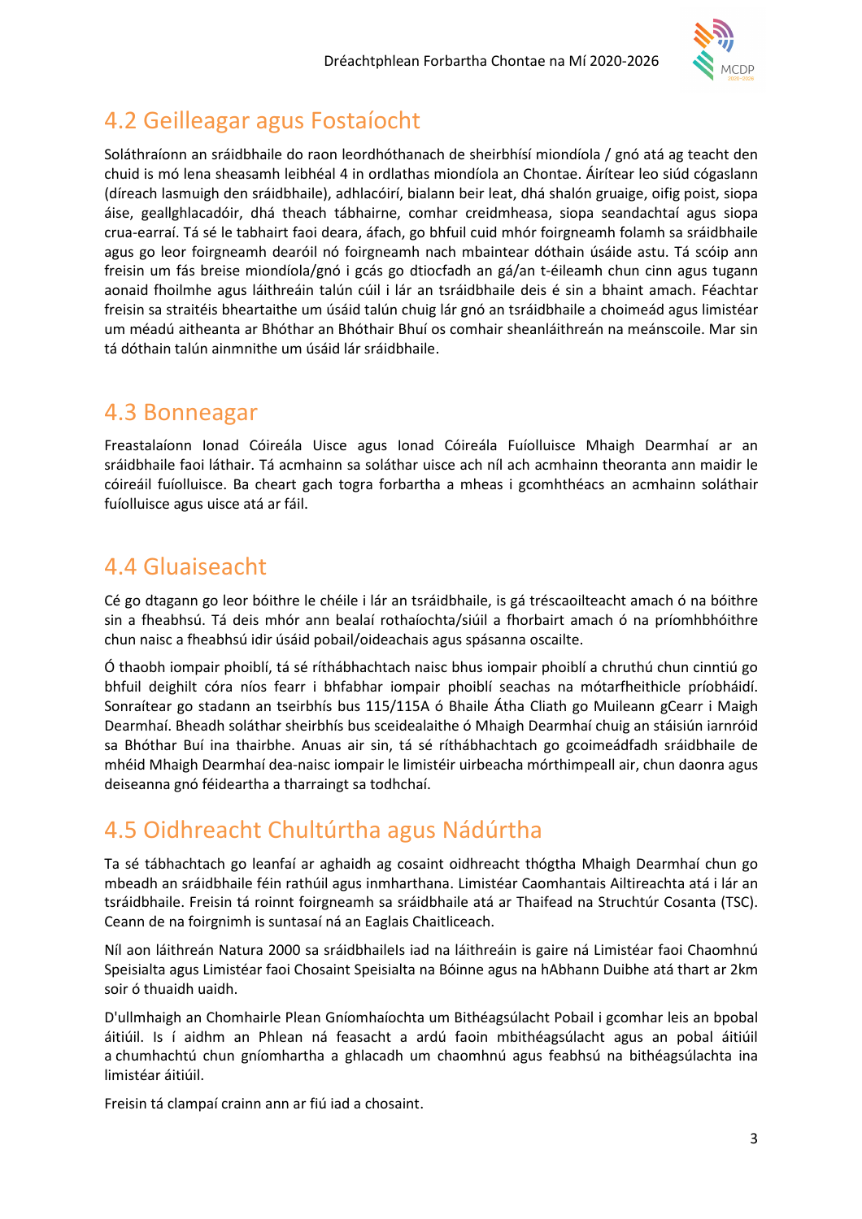## 4.2 Geilleagar agus Fostaíocht

Soláthraíonn an sráidbhaile do raon leordhóthanach de sheirbhísí miondíola / gnó atá ag teacht den chuid is mó lena sheasamh leibhéal 4 in ordlathas miondíola an Chontae. Áirítear leo siúd cógaslann (díreach lasmuigh den sráidbhaile), adhlacóirí, bialann beir leat, dhá shalón gruaige, oifig poist, siopa áise, geallghlacadóir, dhá theach tábhairne, comhar creidmheasa, siopa seandachtaí agus siopa crua-earraí. Tá sé le tabhairt faoi deara, áfach, go bhfuil cuid mhór foirgneamh folamh sa sráidbhaile agus go leor foirgneamh dearóil nó foirgneamh nach mbaintear dóthain úsáide astu. Tá scóip ann freisin um fás breise miondíola/gnó i gcás go dtiocfadh an gá/an t-éileamh chun cinn agus tugann aonaid fhoilmhe agus láithreáin talún cúil i lár an tsráidbhaile deis é sin a bhaint amach. Féachtar freisin sa straitéis bheartaithe um úsáid talún chuig lár gnó an tsráidbhaile a choimeád agus limistéar um méadú aitheanta ar Bhóthar an Bhóthair Bhuí os comhair sheanláithreán na meánscoile. Mar sin tá dóthain talún ainmnithe um úsáid lár sráidbhaile.

## 4.3 Bonneagar

Freastalaíonn Ionad Cóireála Uisce agus Ionad Cóireála Fuíolluisce Mhaigh Dearmhaí ar an sráidbhaile faoi láthair. Tá acmhainn sa soláthar uisce ach níl ach acmhainn theoranta ann maidir le cóireáil fuíolluisce. Ba cheart gach togra forbartha a mheas i gcomhthéacs an acmhainn soláthair fuíolluisce agus uisce atá ar fáil.

## 4.4 Gluaiseacht

Cé go dtagann go leor bóithre le chéile i lár an tsráidbhaile, is gá tréscaoilteacht amach ó na bóithre sin a fheabhsú. Tá deis mhór ann bealaí rothaíochta/siúil a fhorbairt amach ó na príomhbhóithre chun naisc a fheabhsú idir úsáid pobail/oideachais agus spásanna oscailte.

Ó thaobh iompair phoiblí, tá sé ríthábhachtach naisc bhus iompair phoiblí a chruthú chun cinntiú go bhfuil deighilt córa níos fearr i bhfabhar iompair phoiblí seachas na mótarfheithicle príobháidí. Sonraítear go stadann an tseirbhís bus 115/115A ó Bhaile Átha Cliath go Muileann gCearr i Maigh Dearmhaí. Bheadh soláthar sheirbhís bus sceidealaithe ó Mhaigh Dearmhaí chuig an stáisiún iarnróid sa Bhóthar Buí ina thairbhe. Anuas air sin, tá sé ríthábhachtach go gcoimeádfadh sráidbhaile de mhéid Mhaigh Dearmhaí dea-naisc iompair le limistéir uirbeacha mórthimpeall air, chun daonra agus deiseanna gnó féideartha a tharraingt sa todhchaí.

## 4.5 Oidhreacht Chultúrtha agus Nádúrtha

Ta sé tábhachtach go leanfaí ar aghaidh ag cosaint oidhreacht thógtha Mhaigh Dearmhaí chun go mbeadh an sráidbhaile féin rathúil agus inmharthana. Limistéar Caomhantais Ailtireachta atá i lár an tsráidbhaile. Freisin tá roinnt foirgneamh sa sráidbhaile atá ar Thaifead na Struchtúr Cosanta (TSC). Ceann de na foirgnimh is suntasaí ná an Eaglais Chaitliceach.

Níl aon láithreán Natura 2000 sa sráidbhaileIs iad na láithreáin is gaire ná Limistéar faoi Chaomhnú Speisialta agus Limistéar faoi Chosaint Speisialta na Bóinne agus na hAbhann Duibhe atá thart ar 2km soir ó thuaidh uaidh.

D'ullmhaigh an Chomhairle Plean Gníomhaíochta um Bithéagsúlacht Pobail i gcomhar leis an bpobal áitiúil. Is í aidhm an Phlean ná feasacht a ardú faoin mbithéagsúlacht agus an pobal áitiúil a chumhachtú chun gníomhartha a ghlacadh um chaomhnú agus feabhsú na bithéagsúlachta ina limistéar áitiúil.

Freisin tá clampaí crainn ann ar fiú iad a chosaint.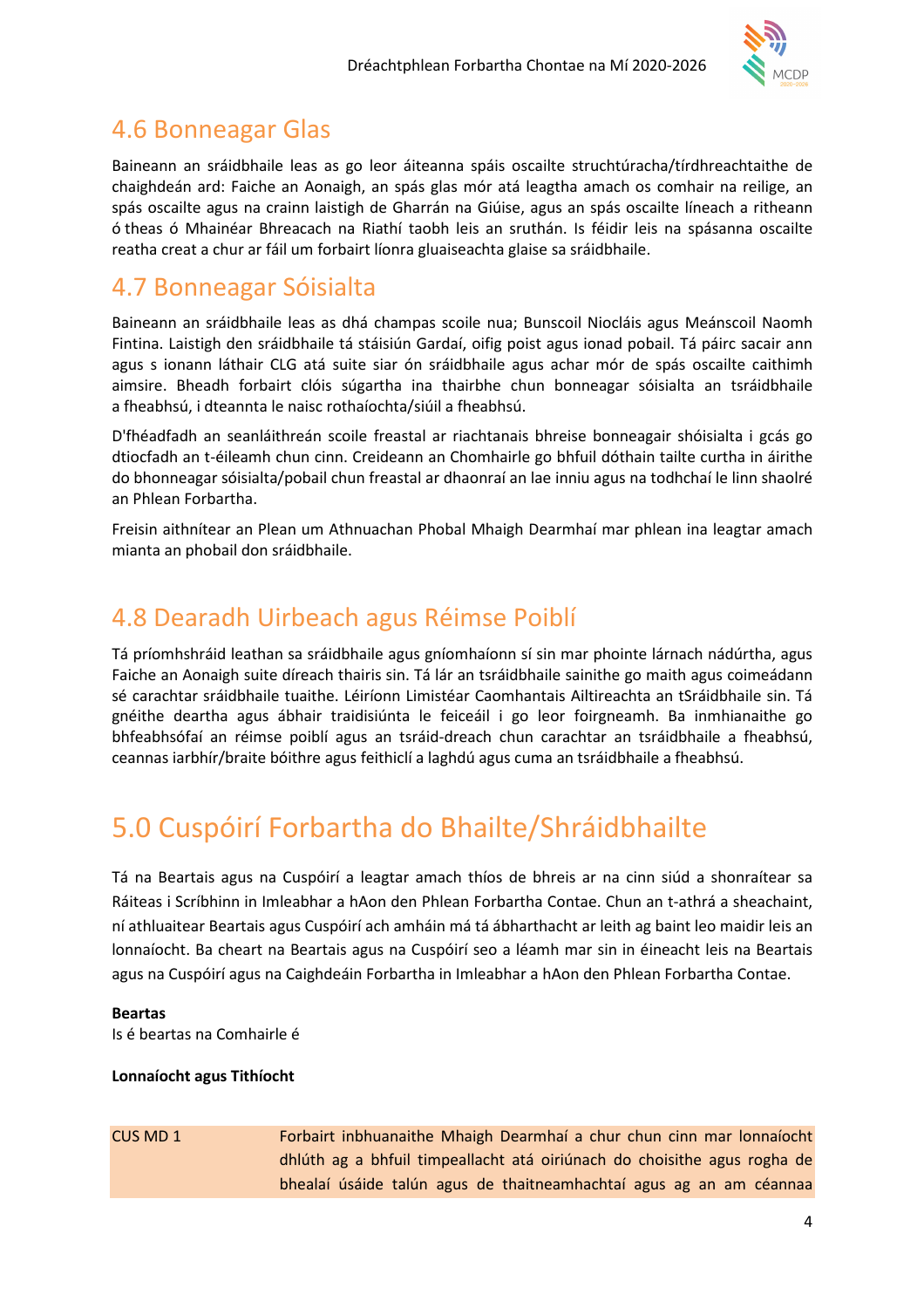## 4.6 Bonneagar Glas

Baineann an sráidbhaile leas as go leor áiteanna spáis oscailte struchtúracha/tírdhreachtaithe de chaighdeán ard: Faiche an Aonaigh, an spás glas mór atá leagtha amach os comhair na reilige, an spás oscailte agus na crainn laistigh de Gharrán na Giúise, agus an spás oscailte líneach a ritheann ó theas ó Mhainéar Bhreacach na Riathí taobh leis an sruthán. Is féidir leis na spásanna oscailte reatha creat a chur ar fáil um forbairt líonra gluaiseachta glaise sa sráidbhaile.

## 4.7 Bonneagar Sóisialta

Baineann an sráidbhaile leas as dhá champas scoile nua; Bunscoil Niocláis agus Meánscoil Naomh Fintina. Laistigh den sráidbhaile tá stáisiún Gardaí, oifig poist agus ionad pobail. Tá páirc sacair ann agus s ionann láthair CLG atá suite siar ón sráidbhaile agus achar mór de spás oscailte caithimh aimsire. Bheadh forbairt clóis súgartha ina thairbhe chun bonneagar sóisialta an tsráidbhaile a fheabhsú, i dteannta le naisc rothaíochta/siúil a fheabhsú.

D'fhéadfadh an seanláithreán scoile freastal ar riachtanais bhreise bonneagair shóisialta i gcás go dtiocfadh an t-éileamh chun cinn. Creideann an Chomhairle go bhfuil dóthain tailte curtha in áirithe do bhonneagar sóisialta/pobail chun freastal ar dhaonraí an lae inniu agus na todhchaí le linn shaolré an Phlean Forbartha.

Freisin aithnítear an Plean um Athnuachan Phobal Mhaigh Dearmhaí mar phlean ina leagtar amach mianta an phobail don sráidbhaile.

## 4.8 Dearadh Uirbeach agus Réimse Poiblí

Tá príomhshráid leathan sa sráidbhaile agus gníomhaíonn sí sin mar phointe lárnach nádúrtha, agus Faiche an Aonaigh suite díreach thairis sin. Tá lár an tsráidbhaile sainithe go maith agus coimeádann sé carachtar sráidbhaile tuaithe. Léiríonn Limistéar Caomhantais Ailtireachta an tSráidbhaile sin. Tá gnéithe deartha agus ábhair traidisiúnta le feiceáil i go leor foirgneamh. Ba inmhianaithe go bhfeabhsófaí an réimse poiblí agus an tsráid-dreach chun carachtar an tsráidbhaile a fheabhsú, ceannas iarbhír/braite bóithre agus feithiclí a laghdú agus cuma an tsráidbhaile a fheabhsú.

# 5.0 Cuspóirí Forbartha do Bhailte/Shráidbhailte

Tá na Beartais agus na Cuspóirí a leagtar amach thíos de bhreis ar na cinn siúd a shonraítear sa Ráiteas i Scríbhinn in Imleabhar a hAon den Phlean Forbartha Contae. Chun an t-athrá a sheachaint, ní athluaitear Beartais agus Cuspóirí ach amháin má tá ábharthacht ar leith ag baint leo maidir leis an lonnaíocht. Ba cheart na Beartais agus na Cuspóirí seo a léamh mar sin in éineacht leis na Beartais agus na Cuspóirí agus na Caighdeáin Forbartha in Imleabhar a hAon den Phlean Forbartha Contae.

**Beartas**
Is é beartas na Comhairle é

**Lonnaíocht agus Tithíocht**

| CUS MD 1 | Forbairt inbhuanaithe Mhaigh Dearmhaí a chur chun cinn mar lonnaíocht dhlúth ag a bhfuil timpeallacht atá oiriúnach do choisithe agus rogha de bhealaí úsáide talún agus de thaitneamhachtaí agus ag an am céannaa |
|---|---|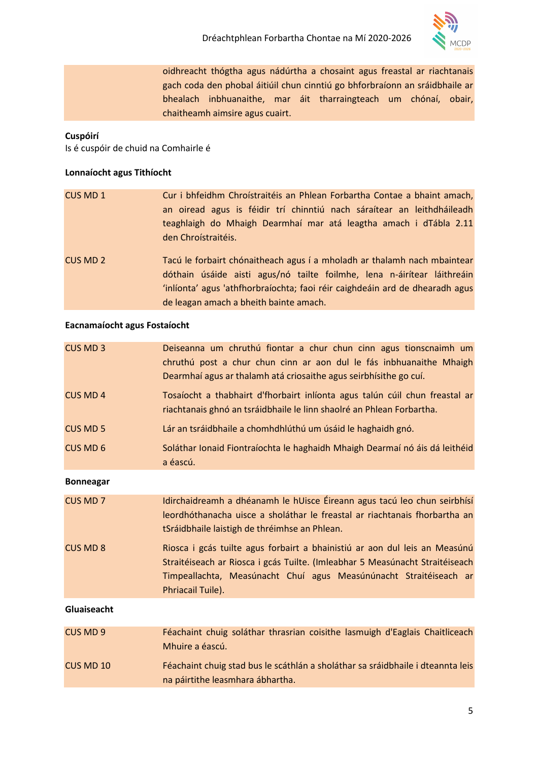oidhreacht thógtha agus nádúrtha a chosaint agus freastal ar riachtanais gach coda den phobal áitiúil chun cinntiú go bhforbraíonn an sráidbhaile ar bhealach inbhuanaithe, mar áit tharraingteach um chónaí, obair, chaitheamh aimsire agus cuairt.

**Cuspóirí**

Is é cuspóir de chuid na Comhairle é

**Lonnaíocht agus Tithíocht**

| | |
|---|---|
| CUS MD 1 | Cur i bhfeidhm Chroístraitéis an Phlean Forbartha Contae a bhaint amach, an oiread agus is féidir trí chinntiú nach sáraítear an leithdháileadh teaghlaigh do Mhaigh Dearmhaí mar atá leagtha amach i dTábla 2.11 den Chroístraitéis. |
| CUS MD 2 | Tacú le forbairt chónaitheach agus í a mholadh ar thalamh nach mbaintear dóthain úsáide aisti agus/nó tailte foilmhe, lena n-áirítear láithreáin 'inlíonta' agus 'athfhorbraíochta; faoi réir caighdeáin ard de dhearadh agus de leagan amach a bheith bainte amach. |

**Eacnamaíocht agus Fostaíocht**

| | |
|---|---|
| CUS MD 3 | Deiseanna um chruthú fiontar a chur chun cinn agus tionscnaimh um chruthú post a chur chun cinn ar aon dul le fás inbhuanaithe Mhaigh Dearmhaí agus ar thalamh atá criosaithe agus seirbhísithe go cuí. |
| CUS MD 4 | Tosaíocht a thabhairt d'fhorbairt inlíonta agus talún cúil chun freastal ar riachtanais ghnó an tsráidbhaile le linn shaolré an Phlean Forbartha. |
| CUS MD 5 | Lár an tsráidbhaile a chomhdhlúthú um úsáid le haghaidh gnó. |
| CUS MD 6 | Soláthar Ionaid Fiontraíochta le haghaidh Mhaigh Dearmaí nó áis dá leithéid a éascú. |

**Bonneagar**

| | |
|---|---|
| CUS MD 7 | Idirchaidreamh a dhéanamh le hUisce Éireann agus tacú leo chun seirbhísí leordhóthanacha uisce a sholáthar le freastal ar riachtanais fhorbartha an tSráidbhaile laistigh de thréimhse an Phlean. |
| CUS MD 8 | Riosca i gcás tuilte agus forbairt a bhainistiú ar aon dul leis an Measúnú Straitéiseach ar Riosca i gcás Tuilte. (Imleabhar 5 Measúnacht Straitéiseach Timpeallachta, Measúnacht Chuí agus Measúnúnacht Straitéiseach ar Phriacail Tuile). |

**Gluaiseacht**

| | |
|---|---|
| CUS MD 9 | Féachaint chuig soláthar thrasrian coisithe lasmuigh d'Eaglais Chaitliceach Mhuire a éascú. |
| CUS MD 10 | Féachaint chuig stad bus le scáthlán a sholáthar sa sráidbhaile i dteannta leis na páirtithe leasmhara ábhartha. |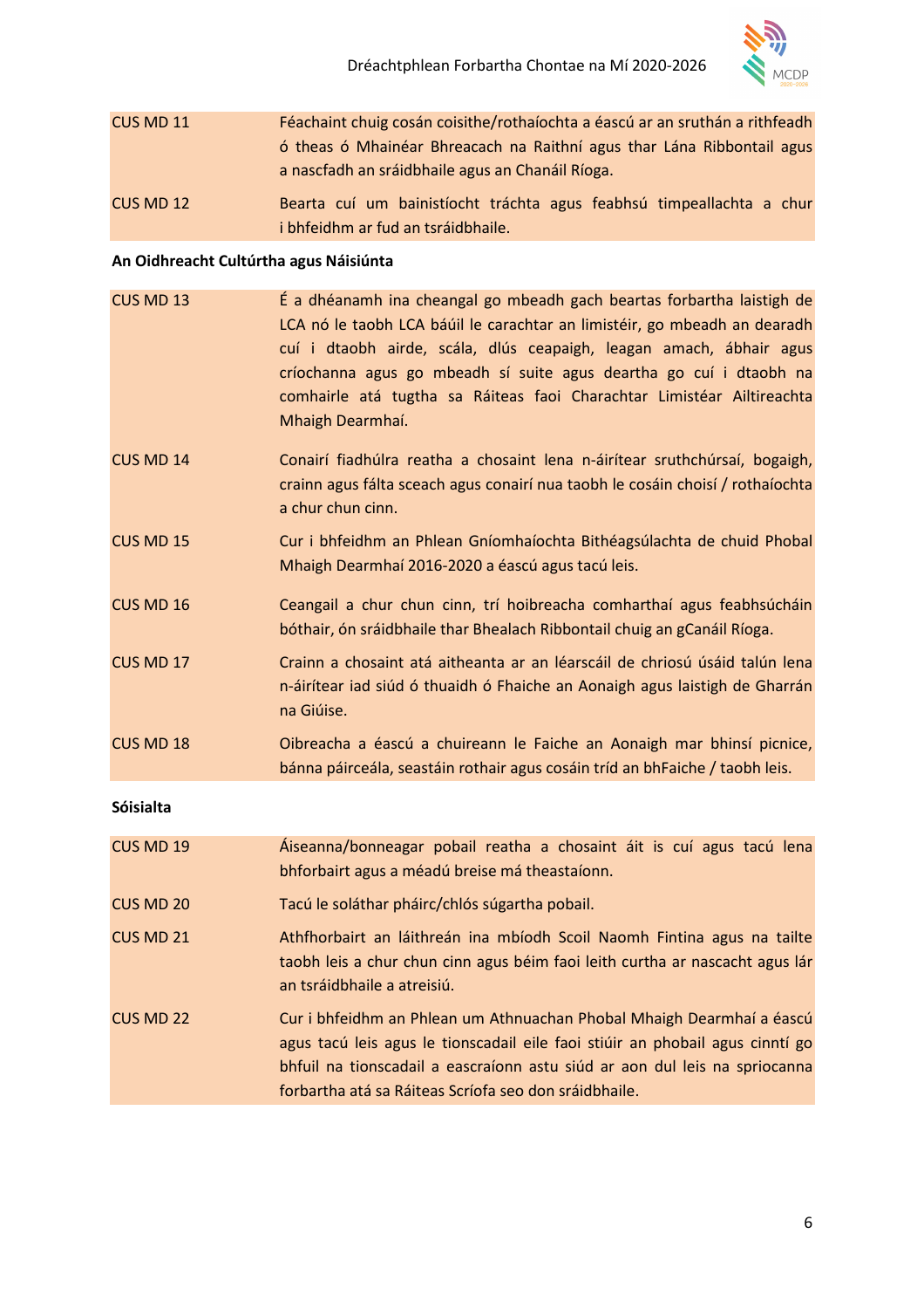| | |
|---|---|
| CUS MD 11 | Féachaint chuig cosán coisithe/rothaíochta a éascú ar an sruthán a rithfeadh ó theas ó Mhainéar Bhreacach na Raithní agus thar Lána Ribbontail agus a nascfadh an sráidbhaile agus an Chanáil Ríoga. |
| CUS MD 12 | Bearta cuí um bainistíocht tráchta agus feabhsú timpeallachta a chur i bhfeidhm ar fud an tsráidbhaile. |

**An Oidhreacht Cultúrtha agus Náisiúnta**

| | |
|---|---|
| CUS MD 13 | É a dhéanamh ina cheangal go mbeadh gach beartas forbartha laistigh de LCA nó le taobh LCA báúil le carachtar an limistéir, go mbeadh an dearadh cuí i dtaobh airde, scála, dlús ceapaigh, leagan amach, ábhair agus críochanna agus go mbeadh sí suite agus deartha go cuí i dtaobh na comhairle atá tugtha sa Ráiteas faoi Charachtar Limistéar Ailtireachta Mhaigh Dearmhaí. |
| CUS MD 14 | Conairí fiadhúlra reatha a chosaint lena n-áirítear sruthchúrsaí, bogaigh, crainn agus fálta sceach agus conairí nua taobh le cosáin choisí / rothaíochta a chur chun cinn. |
| CUS MD 15 | Cur i bhfeidhm an Phlean Gníomhaíochta Bithéagsúlachta de chuid Phobal Mhaigh Dearmhaí 2016-2020 a éascú agus tacú leis. |
| CUS MD 16 | Ceangail a chur chun cinn, trí hoibreacha comharthaí agus feabhsúcháin bóthair, ón sráidbhaile thar Bhealach Ribbontail chuig an gCanáil Ríoga. |
| CUS MD 17 | Crainn a chosaint atá aitheanta ar an léarscáil de chriosú úsáid talún lena n-áirítear iad siúd ó thuaidh ó Fhaiche an Aonaigh agus laistigh de Gharrán na Giúise. |
| CUS MD 18 | Oibreacha a éascú a chuireann le Faiche an Aonaigh mar bhinsí picnice, bánna páirceála, seastáin rothair agus cosáin tríd an bhFaiche / taobh leis. |

**Sóisialta**

| | |
|---|---|
| CUS MD 19 | Áiseanna/bonneagar pobail reatha a chosaint áit is cuí agus tacú lena bhforbairt agus a méadú breise má theastaíonn. |
| CUS MD 20 | Tacú le soláthar pháirc/chlós súgartha pobail. |
| CUS MD 21 | Athfhorbairt an láithreán ina mbíodh Scoil Naomh Fintina agus na tailte taobh leis a chur chun cinn agus béim faoi leith curtha ar nascacht agus lár an tsráidbhaile a atreisiú. |
| CUS MD 22 | Cur i bhfeidhm an Phlean um Athnuachan Phobal Mhaigh Dearmhaí a éascú agus tacú leis agus le tionscadail eile faoi stiúir an phobail agus cinntí go bhfuil na tionscadail a eascraíonn astu siúd ar aon dul leis na spriocanna forbartha atá sa Ráiteas Scríofa seo don sráidbhaile. |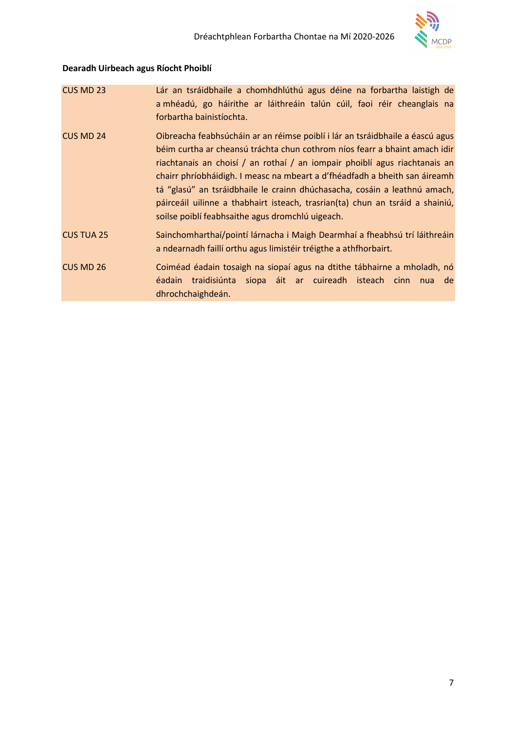**Dearadh Uirbeach agus Ríocht Phoiblí**

| | |
|---|---|
| CUS MD 23 | Lár an tsráidbhaile a chomhdhlúthú agus déine na forbartha laistigh de a mhéadú, go háirithe ar láithreáin talún cúil, faoi réir cheanglais na forbartha bainistíochta. |
| CUS MD 24 | Oibreacha feabhsúcháin ar an réimse poiblí i lár an tsráidbhaile a éascú agus béim curtha ar cheansú tráchta chun cothrom níos fearr a bhaint amach idir riachtanais an choisí / an rothaí / an iompair phoiblí agus riachtanais an chairr phríobháidigh. I measc na mbeart a d'fhéadfadh a bheith san áireamh tá "glasú" an tsráidbhaile le crainn dhúchasacha, cosáin a leathnú amach, páirceáil uilinne a thabhairt isteach, trasrian(ta) chun an tsráid a shainiú, soilse poiblí feabhsaithe agus dromchlú uigeach. |
| CUS TUA 25 | Sainchomharthaí/pointí lárnacha i Maigh Dearmhaí a fheabhsú trí láithreáin a ndearnadh faillí orthu agus limistéir tréigthe a athfhorbairt. |
| CUS MD 26 | Coiméad éadain tosaigh na siopaí agus na dtithe tábhairne a mholadh, nó éadain traidisiúnta siopa áit ar cuireadh isteach cinn nua de dhrochchaighdeán. |